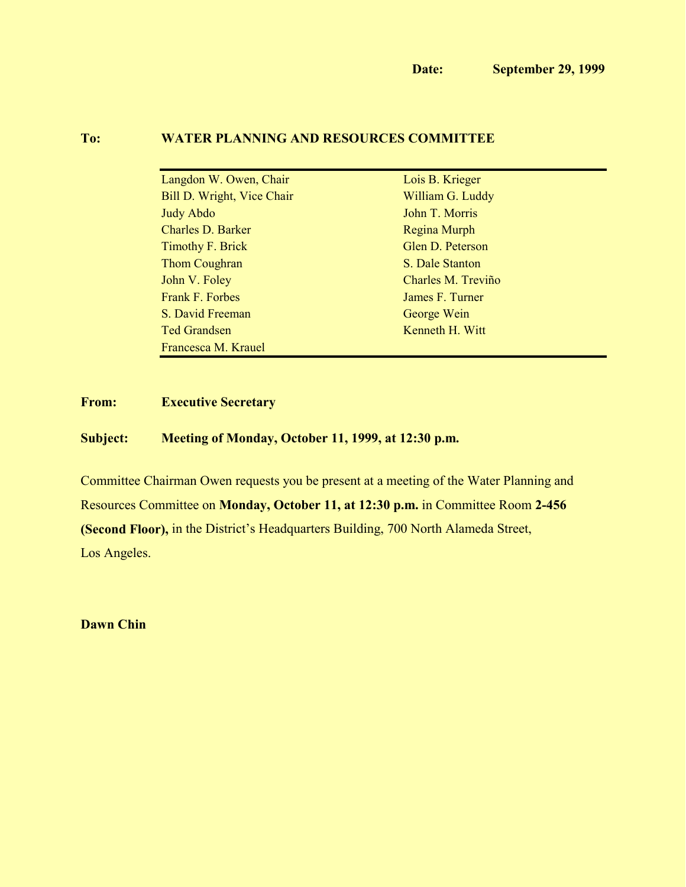**Date:** **September 29, 1999**

**To:** **WATER PLANNING AND RESOURCES COMMITTEE**

| | |
|---|---|
| Langdon W. Owen, Chair | Lois B. Krieger |
| Bill D. Wright, Vice Chair | William G. Luddy |
| Judy Abdo | John T. Morris |
| Charles D. Barker | Regina Murph |
| Timothy F. Brick | Glen D. Peterson |
| Thom Coughran | S. Dale Stanton |
| John V. Foley | Charles M. Treviño |
| Frank F. Forbes | James F. Turner |
| S. David Freeman | George Wein |
| Ted Grandsen | Kenneth H. Witt |
| Francesca M. Krauel | |

**From:** **Executive Secretary**

**Subject:** **Meeting of Monday, October 11, 1999, at 12:30 p.m.**

Committee Chairman Owen requests you be present at a meeting of the Water Planning and Resources Committee on **Monday, October 11, at 12:30 p.m.** in Committee Room **2-456 (Second Floor),** in the District's Headquarters Building, 700 North Alameda Street, Los Angeles.

**Dawn Chin**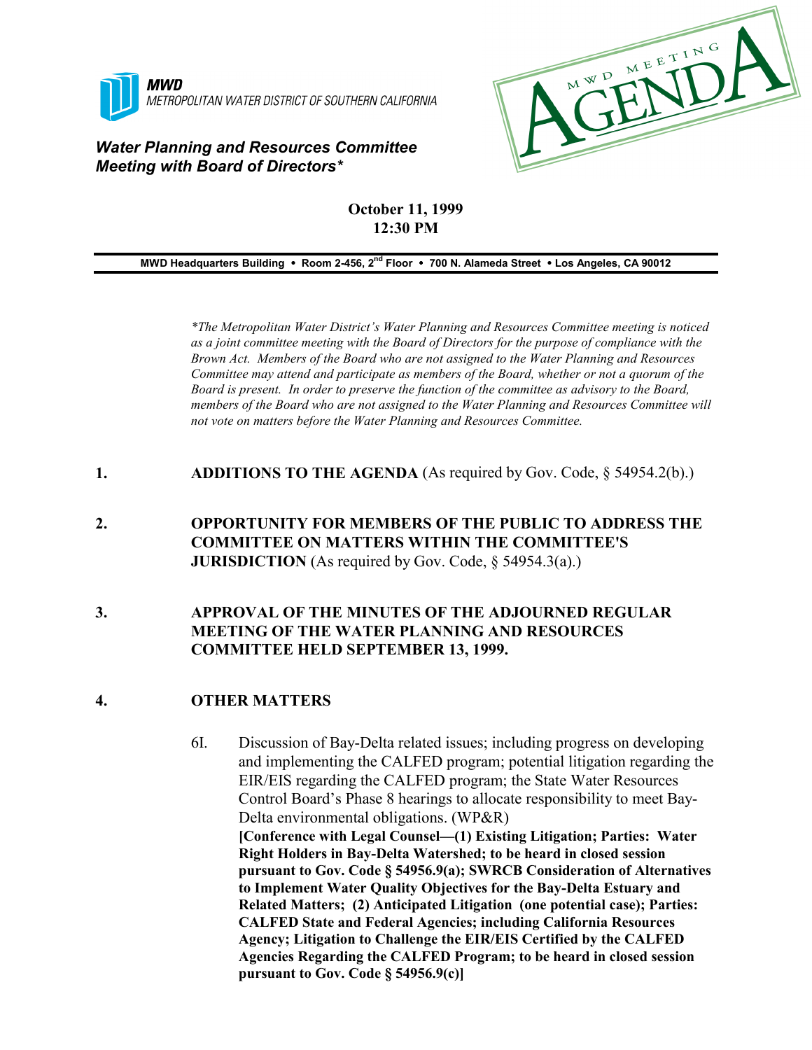**MWD**
METROPOLITAN WATER DISTRICT OF SOUTHERN CALIFORNIA

MWD MEETING AGENDA

***Water Planning and Resources Committee***
***Meeting with Board of Directors****

**October 11, 1999**
**12:30 PM**

**MWD Headquarters Building • Room 2-456, 2nd Floor • 700 N. Alameda Street • Los Angeles, CA 90012**

*\*The Metropolitan Water District's Water Planning and Resources Committee meeting is noticed as a joint committee meeting with the Board of Directors for the purpose of compliance with the Brown Act. Members of the Board who are not assigned to the Water Planning and Resources Committee may attend and participate as members of the Board, whether or not a quorum of the Board is present. In order to preserve the function of the committee as advisory to the Board, members of the Board who are not assigned to the Water Planning and Resources Committee will not vote on matters before the Water Planning and Resources Committee.*

1. **ADDITIONS TO THE AGENDA** (As required by Gov. Code, § 54954.2(b).)

2. **OPPORTUNITY FOR MEMBERS OF THE PUBLIC TO ADDRESS THE COMMITTEE ON MATTERS WITHIN THE COMMITTEE'S JURISDICTION** (As required by Gov. Code, § 54954.3(a).)

3. **APPROVAL OF THE MINUTES OF THE ADJOURNED REGULAR MEETING OF THE WATER PLANNING AND RESOURCES COMMITTEE HELD SEPTEMBER 13, 1999.**

4. **OTHER MATTERS**

   6I. Discussion of Bay-Delta related issues; including progress on developing and implementing the CALFED program; potential litigation regarding the EIR/EIS regarding the CALFED program; the State Water Resources Control Board's Phase 8 hearings to allocate responsibility to meet Bay-Delta environmental obligations. (WP&R)
   **[Conference with Legal Counsel—(1) Existing Litigation; Parties: Water Right Holders in Bay-Delta Watershed; to be heard in closed session pursuant to Gov. Code § 54956.9(a); SWRCB Consideration of Alternatives to Implement Water Quality Objectives for the Bay-Delta Estuary and Related Matters; (2) Anticipated Litigation (one potential case); Parties: CALFED State and Federal Agencies; including California Resources Agency; Litigation to Challenge the EIR/EIS Certified by the CALFED Agencies Regarding the CALFED Program; to be heard in closed session pursuant to Gov. Code § 54956.9(c)]**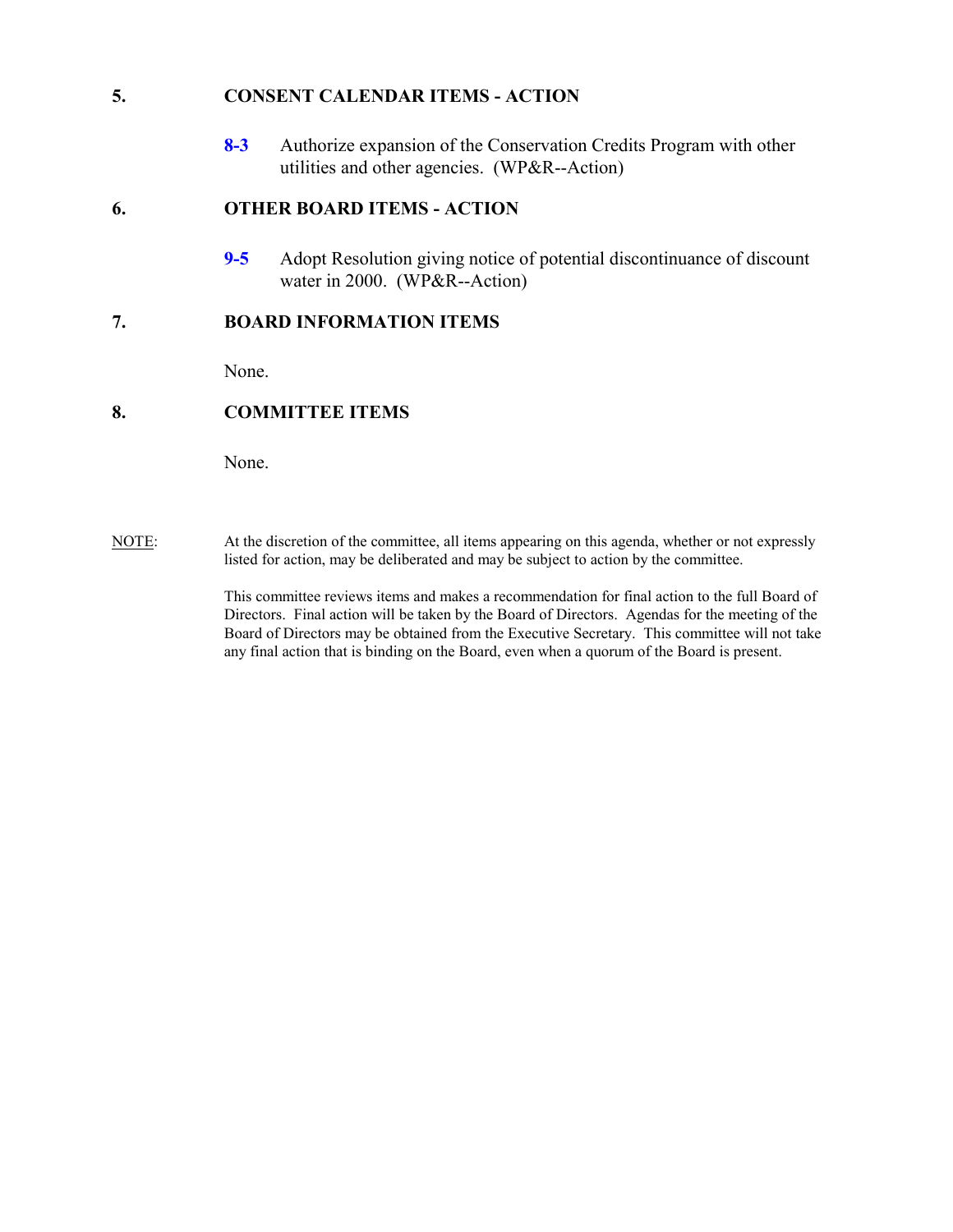**5. CONSENT CALENDAR ITEMS - ACTION**

**8-3** Authorize expansion of the Conservation Credits Program with other utilities and other agencies. (WP&R--Action)

**6. OTHER BOARD ITEMS - ACTION**

**9-5** Adopt Resolution giving notice of potential discontinuance of discount water in 2000. (WP&R--Action)

**7. BOARD INFORMATION ITEMS**

None.

**8. COMMITTEE ITEMS**

None.

NOTE: At the discretion of the committee, all items appearing on this agenda, whether or not expressly listed for action, may be deliberated and may be subject to action by the committee.

This committee reviews items and makes a recommendation for final action to the full Board of Directors. Final action will be taken by the Board of Directors. Agendas for the meeting of the Board of Directors may be obtained from the Executive Secretary. This committee will not take any final action that is binding on the Board, even when a quorum of the Board is present.